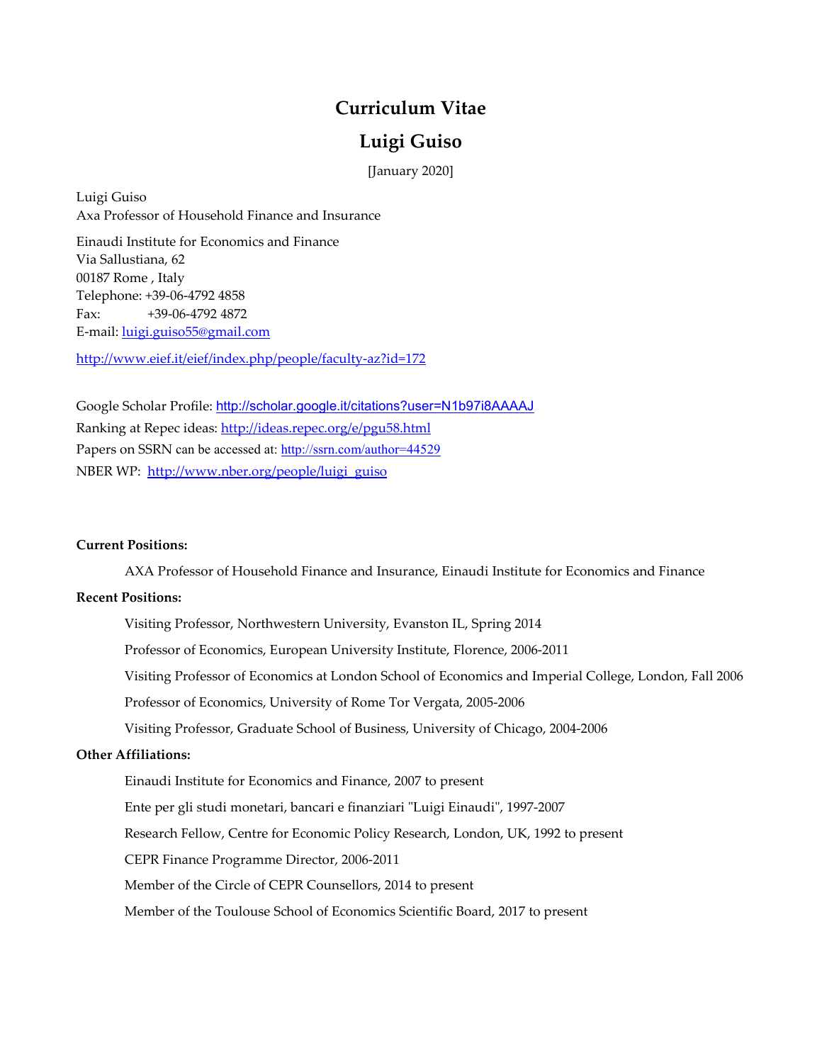# Curriculum Vitae

# Luigi Guiso

[January 2020]

Luigi Guiso
Axa Professor of Household Finance and Insurance

Einaudi Institute for Economics and Finance
Via Sallustiana, 62
00187 Rome , Italy
Telephone: +39-06-4792 4858
Fax: +39-06-4792 4872
E-mail: luigi.guiso55@gmail.com

http://www.eief.it/eief/index.php/people/faculty-az?id=172

Google Scholar Profile: http://scholar.google.it/citations?user=N1b97i8AAAAJ
Ranking at Repec ideas: http://ideas.repec.org/e/pgu58.html
Papers on SSRN can be accessed at: http://ssrn.com/author=44529
NBER WP: http://www.nber.org/people/luigi_guiso

**Current Positions:**

AXA Professor of Household Finance and Insurance, Einaudi Institute for Economics and Finance

**Recent Positions:**

Visiting Professor, Northwestern University, Evanston IL, Spring 2014

Professor of Economics, European University Institute, Florence, 2006-2011

Visiting Professor of Economics at London School of Economics and Imperial College, London, Fall 2006

Professor of Economics, University of Rome Tor Vergata, 2005-2006

Visiting Professor, Graduate School of Business, University of Chicago, 2004-2006

**Other Affiliations:**

Einaudi Institute for Economics and Finance, 2007 to present

Ente per gli studi monetari, bancari e finanziari "Luigi Einaudi", 1997-2007

Research Fellow, Centre for Economic Policy Research, London, UK, 1992 to present

CEPR Finance Programme Director, 2006-2011

Member of the Circle of CEPR Counsellors, 2014 to present

Member of the Toulouse School of Economics Scientific Board, 2017 to present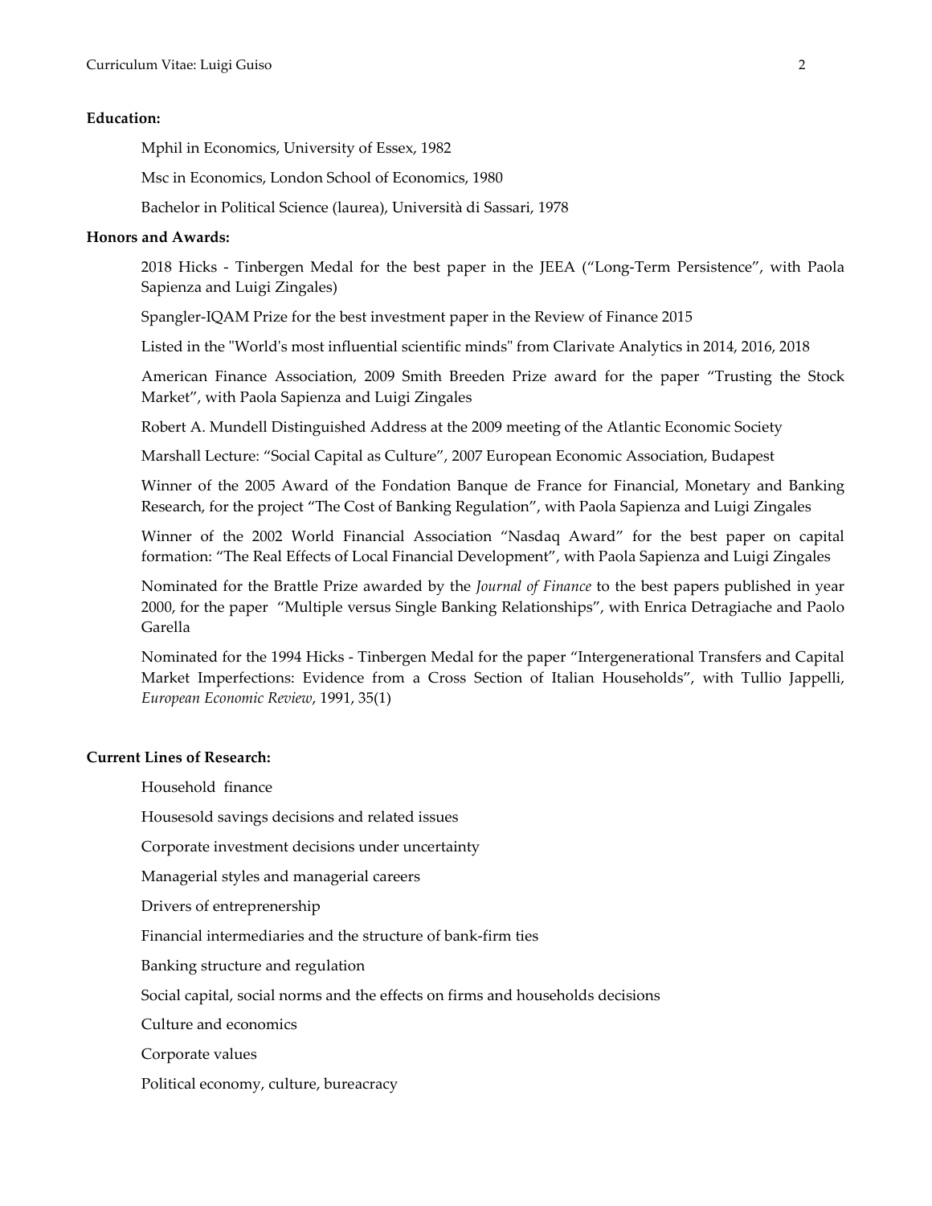**Education:**

Mphil in Economics, University of Essex, 1982

Msc in Economics, London School of Economics, 1980

Bachelor in Political Science (laurea), Università di Sassari, 1978

**Honors and Awards:**

2018 Hicks - Tinbergen Medal for the best paper in the JEEA ("Long-Term Persistence", with Paola Sapienza and Luigi Zingales)

Spangler-IQAM Prize for the best investment paper in the Review of Finance 2015

Listed in the "World's most influential scientific minds" from Clarivate Analytics in 2014, 2016, 2018

American Finance Association, 2009 Smith Breeden Prize award for the paper "Trusting the Stock Market", with Paola Sapienza and Luigi Zingales

Robert A. Mundell Distinguished Address at the 2009 meeting of the Atlantic Economic Society

Marshall Lecture: "Social Capital as Culture", 2007 European Economic Association, Budapest

Winner of the 2005 Award of the Fondation Banque de France for Financial, Monetary and Banking Research, for the project "The Cost of Banking Regulation", with Paola Sapienza and Luigi Zingales

Winner of the 2002 World Financial Association "Nasdaq Award" for the best paper on capital formation: "The Real Effects of Local Financial Development", with Paola Sapienza and Luigi Zingales

Nominated for the Brattle Prize awarded by the *Journal of Finance* to the best papers published in year 2000, for the paper "Multiple versus Single Banking Relationships", with Enrica Detragiache and Paolo Garella

Nominated for the 1994 Hicks - Tinbergen Medal for the paper "Intergenerational Transfers and Capital Market Imperfections: Evidence from a Cross Section of Italian Households", with Tullio Jappelli, *European Economic Review*, 1991, 35(1)

**Current Lines of Research:**

Household finance

Housesold savings decisions and related issues

Corporate investment decisions under uncertainty

Managerial styles and managerial careers

Drivers of entreprenership

Financial intermediaries and the structure of bank-firm ties

Banking structure and regulation

Social capital, social norms and the effects on firms and households decisions

Culture and economics

Corporate values

Political economy, culture, bureacracy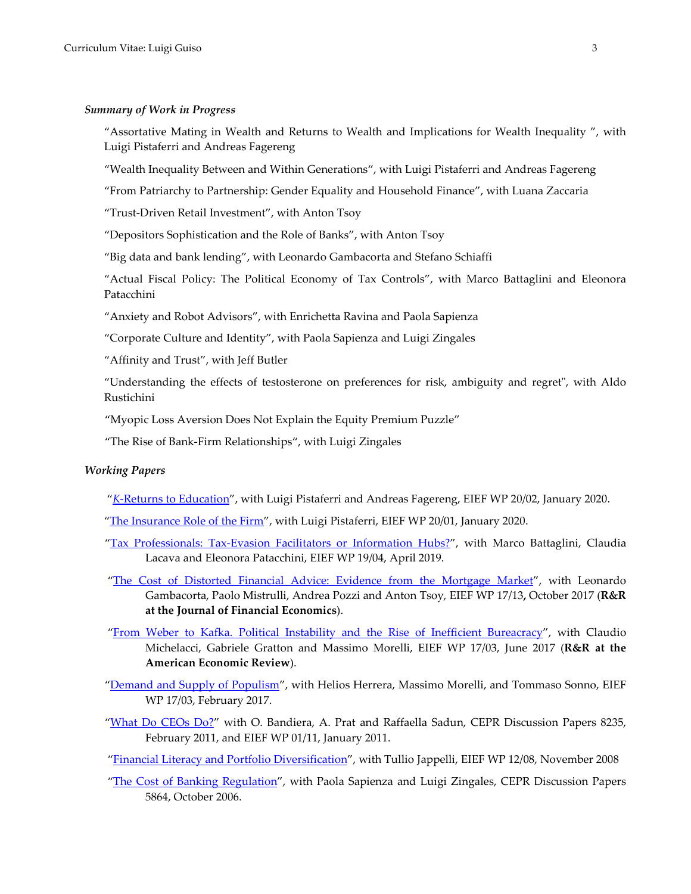### *Summary of Work in Progress*

"Assortative Mating in Wealth and Returns to Wealth and Implications for Wealth Inequality ", with Luigi Pistaferri and Andreas Fagereng

"Wealth Inequality Between and Within Generations", with Luigi Pistaferri and Andreas Fagereng

"From Patriarchy to Partnership: Gender Equality and Household Finance", with Luana Zaccaria

"Trust-Driven Retail Investment", with Anton Tsoy

"Depositors Sophistication and the Role of Banks", with Anton Tsoy

"Big data and bank lending", with Leonardo Gambacorta and Stefano Schiaffi

"Actual Fiscal Policy: The Political Economy of Tax Controls", with Marco Battaglini and Eleonora Patacchini

"Anxiety and Robot Advisors", with Enrichetta Ravina and Paola Sapienza

"Corporate Culture and Identity", with Paola Sapienza and Luigi Zingales

"Affinity and Trust", with Jeff Butler

"Understanding the effects of testosterone on preferences for risk, ambiguity and regret", with Aldo Rustichini

"Myopic Loss Aversion Does Not Explain the Equity Premium Puzzle"

"The Rise of Bank-Firm Relationships", with Luigi Zingales

### *Working Papers*

"*K*-Returns to Education", with Luigi Pistaferri and Andreas Fagereng, EIEF WP 20/02, January 2020.

"The Insurance Role of the Firm", with Luigi Pistaferri, EIEF WP 20/01, January 2020.

"Tax Professionals: Tax-Evasion Facilitators or Information Hubs?", with Marco Battaglini, Claudia Lacava and Eleonora Patacchini, EIEF WP 19/04, April 2019.

"The Cost of Distorted Financial Advice: Evidence from the Mortgage Market", with Leonardo Gambacorta, Paolo Mistrulli, Andrea Pozzi and Anton Tsoy, EIEF WP 17/13**,** October 2017 (**R&R at the Journal of Financial Economics**).

"From Weber to Kafka. Political Instability and the Rise of Inefficient Bureacracy", with Claudio Michelacci, Gabriele Gratton and Massimo Morelli, EIEF WP 17/03, June 2017 (**R&R at the American Economic Review**).

"Demand and Supply of Populism", with Helios Herrera, Massimo Morelli, and Tommaso Sonno, EIEF WP 17/03, February 2017.

"What Do CEOs Do?" with O. Bandiera, A. Prat and Raffaella Sadun, CEPR Discussion Papers 8235, February 2011, and EIEF WP 01/11, January 2011.

"Financial Literacy and Portfolio Diversification", with Tullio Jappelli, EIEF WP 12/08, November 2008

"The Cost of Banking Regulation", with Paola Sapienza and Luigi Zingales, CEPR Discussion Papers 5864, October 2006.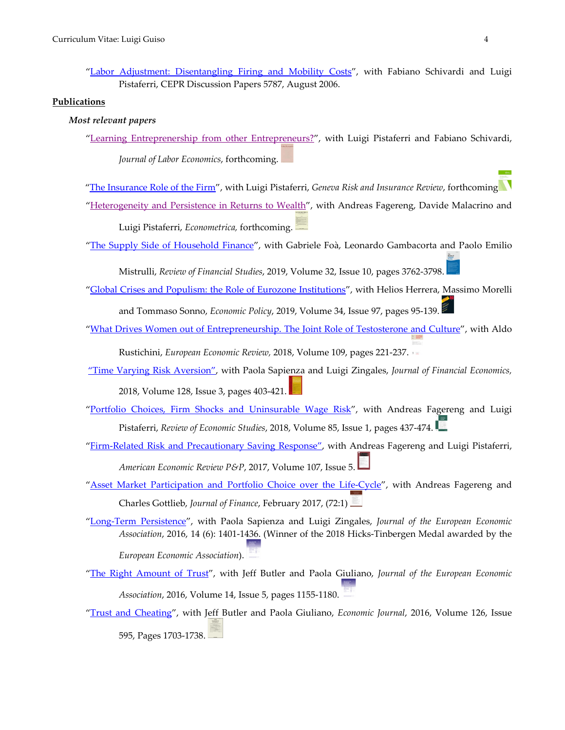"Labor Adjustment: Disentangling Firing and Mobility Costs", with Fabiano Schivardi and Luigi Pistaferri, CEPR Discussion Papers 5787, August 2006.

## Publications

### *Most relevant papers*

"Learning Entrepreneurship from other Entrepreneurs?", with Luigi Pistaferri and Fabiano Schivardi, *Journal of Labor Economics*, forthcoming.

"The Insurance Role of the Firm", with Luigi Pistaferri, *Geneva Risk and Insurance Review*, forthcoming.

"Heterogeneity and Persistence in Returns to Wealth", with Andreas Fagereng, Davide Malacrino and Luigi Pistaferri, *Econometrica*, forthcoming.

"The Supply Side of Household Finance", with Gabriele Foà, Leonardo Gambacorta and Paolo Emilio Mistrulli, *Review of Financial Studies*, 2019, Volume 32, Issue 10, pages 3762-3798.

"Global Crises and Populism: the Role of Eurozone Institutions", with Helios Herrera, Massimo Morelli and Tommaso Sonno, *Economic Policy*, 2019, Volume 34, Issue 97, pages 95-139.

"What Drives Women out of Entrepreneurship. The Joint Role of Testosterone and Culture", with Aldo Rustichini, *European Economic Review*, 2018, Volume 109, pages 221-237.

"Time Varying Risk Aversion", with Paola Sapienza and Luigi Zingales, *Journal of Financial Economics*, 2018, Volume 128, Issue 3, pages 403-421.

"Portfolio Choices, Firm Shocks and Uninsurable Wage Risk", with Andreas Fagereng and Luigi Pistaferri, *Review of Economic Studies*, 2018, Volume 85, Issue 1, pages 437-474.

"Firm-Related Risk and Precautionary Saving Response", with Andreas Fagereng and Luigi Pistaferri, *American Economic Review P&P*, 2017, Volume 107, Issue 5.

"Asset Market Participation and Portfolio Choice over the Life-Cycle", with Andreas Fagereng and Charles Gottlieb, *Journal of Finance*, February 2017, (72:1)

"Long-Term Persistence", with Paola Sapienza and Luigi Zingales, *Journal of the European Economic Association*, 2016, 14 (6): 1401-1436. (Winner of the 2018 Hicks-Tinbergen Medal awarded by the *European Economic Association*).

"The Right Amount of Trust", with Jeff Butler and Paola Giuliano, *Journal of the European Economic Association*, 2016, Volume 14, Issue 5, pages 1155-1180.

"Trust and Cheating", with Jeff Butler and Paola Giuliano, *Economic Journal*, 2016, Volume 126, Issue 595, Pages 1703-1738.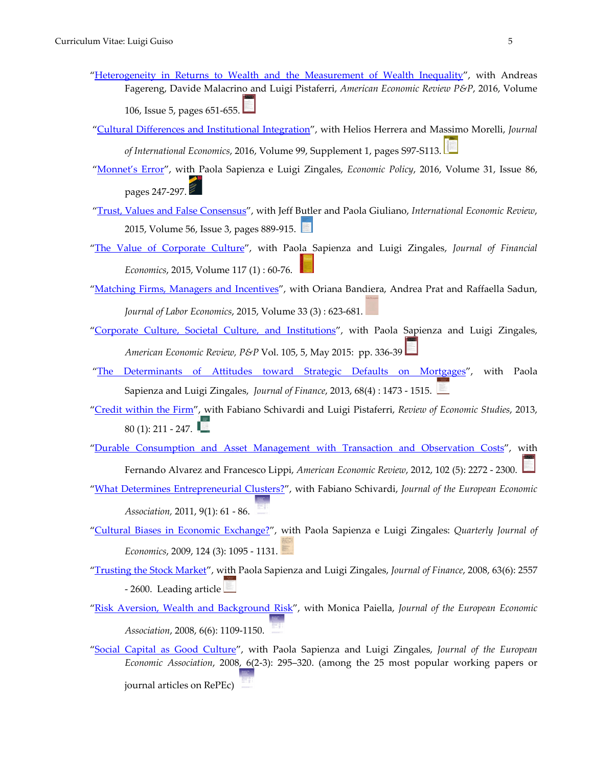"Heterogeneity in Returns to Wealth and the Measurement of Wealth Inequality", with Andreas Fagereng, Davide Malacrino and Luigi Pistaferri, *American Economic Review P&P*, 2016, Volume 106, Issue 5, pages 651-655.

"Cultural Differences and Institutional Integration", with Helios Herrera and Massimo Morelli, *Journal of International Economics*, 2016, Volume 99, Supplement 1, pages S97-S113.

"Monnet's Error", with Paola Sapienza e Luigi Zingales, *Economic Policy*, 2016, Volume 31, Issue 86, pages 247-297.

"Trust, Values and False Consensus", with Jeff Butler and Paola Giuliano, *International Economic Review*, 2015, Volume 56, Issue 3, pages 889-915.

"The Value of Corporate Culture", with Paola Sapienza and Luigi Zingales, *Journal of Financial Economics*, 2015, Volume 117 (1) : 60-76.

"Matching Firms, Managers and Incentives", with Oriana Bandiera, Andrea Prat and Raffaella Sadun, *Journal of Labor Economics*, 2015, Volume 33 (3) : 623-681.

"Corporate Culture, Societal Culture, and Institutions", with Paola Sapienza and Luigi Zingales, *American Economic Review, P&P* Vol. 105, 5, May 2015: pp. 336-39

"The Determinants of Attitudes toward Strategic Defaults on Mortgages", with Paola Sapienza and Luigi Zingales, *Journal of Finance*, 2013, 68(4) : 1473 - 1515.

"Credit within the Firm", with Fabiano Schivardi and Luigi Pistaferri, *Review of Economic Studies*, 2013, 80 (1): 211 - 247.

"Durable Consumption and Asset Management with Transaction and Observation Costs", with Fernando Alvarez and Francesco Lippi, *American Economic Review*, 2012, 102 (5): 2272 - 2300.

"What Determines Entrepreneurial Clusters?", with Fabiano Schivardi, *Journal of the European Economic Association*, 2011, 9(1): 61 - 86.

"Cultural Biases in Economic Exchange?", with Paola Sapienza e Luigi Zingales: *Quarterly Journal of Economics*, 2009, 124 (3): 1095 - 1131.

"Trusting the Stock Market", with Paola Sapienza and Luigi Zingales, *Journal of Finance*, 2008, 63(6): 2557 - 2600. Leading article

"Risk Aversion, Wealth and Background Risk", with Monica Paiella, *Journal of the European Economic Association*, 2008, 6(6): 1109-1150.

"Social Capital as Good Culture", with Paola Sapienza and Luigi Zingales, *Journal of the European Economic Association*, 2008, 6(2-3): 295–320. (among the 25 most popular working papers or journal articles on RePEc)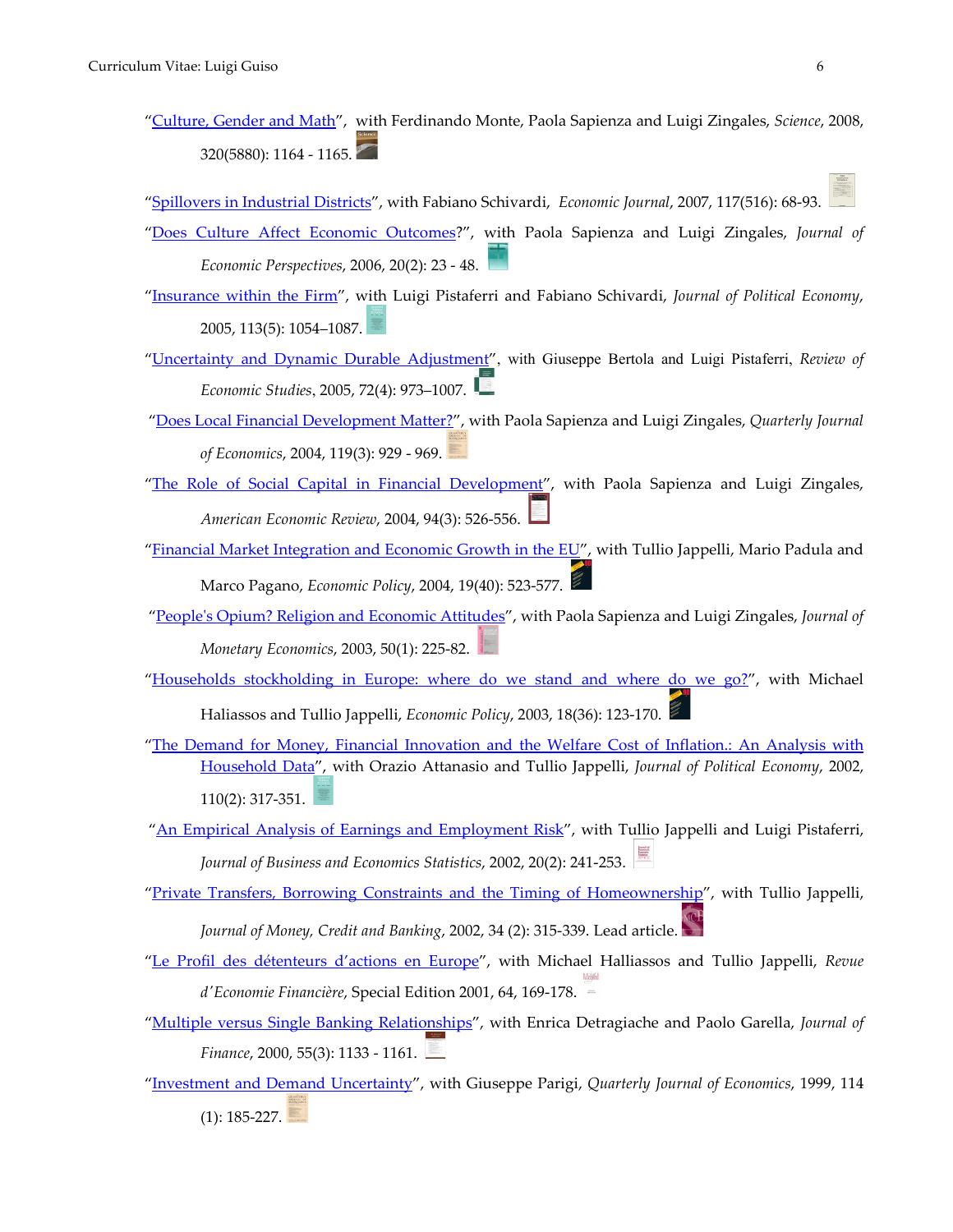"Culture, Gender and Math", with Ferdinando Monte, Paola Sapienza and Luigi Zingales, *Science*, 2008, 320(5880): 1164 - 1165.

"Spillovers in Industrial Districts", with Fabiano Schivardi, *Economic Journal*, 2007, 117(516): 68-93.

"Does Culture Affect Economic Outcomes?", with Paola Sapienza and Luigi Zingales, *Journal of Economic Perspectives*, 2006, 20(2): 23 - 48.

"Insurance within the Firm", with Luigi Pistaferri and Fabiano Schivardi, *Journal of Political Economy*, 2005, 113(5): 1054–1087.

"Uncertainty and Dynamic Durable Adjustment", with Giuseppe Bertola and Luigi Pistaferri, *Review of Economic Studies*, 2005, 72(4): 973–1007.

"Does Local Financial Development Matter?", with Paola Sapienza and Luigi Zingales, *Quarterly Journal of Economics*, 2004, 119(3): 929 - 969.

"The Role of Social Capital in Financial Development", with Paola Sapienza and Luigi Zingales, *American Economic Review*, 2004, 94(3): 526-556.

"Financial Market Integration and Economic Growth in the EU", with Tullio Jappelli, Mario Padula and Marco Pagano, *Economic Policy*, 2004, 19(40): 523-577.

"People's Opium? Religion and Economic Attitudes", with Paola Sapienza and Luigi Zingales, *Journal of Monetary Economics*, 2003, 50(1): 225-82.

"Households stockholding in Europe: where do we stand and where do we go?", with Michael Haliassos and Tullio Jappelli, *Economic Policy*, 2003, 18(36): 123-170.

"The Demand for Money, Financial Innovation and the Welfare Cost of Inflation.: An Analysis with Household Data", with Orazio Attanasio and Tullio Jappelli, *Journal of Political Economy*, 2002, 110(2): 317-351.

"An Empirical Analysis of Earnings and Employment Risk", with Tullio Jappelli and Luigi Pistaferri, *Journal of Business and Economics Statistics*, 2002, 20(2): 241-253.

"Private Transfers, Borrowing Constraints and the Timing of Homeownership", with Tullio Jappelli, *Journal of Money, Credit and Banking*, 2002, 34 (2): 315-339. Lead article.

"Le Profil des détenteurs d'actions en Europe", with Michael Halliassos and Tullio Jappelli, *Revue d'Economie Financière*, Special Edition 2001, 64, 169-178.

"Multiple versus Single Banking Relationships", with Enrica Detragiache and Paolo Garella, *Journal of Finance*, 2000, 55(3): 1133 - 1161.

"Investment and Demand Uncertainty", with Giuseppe Parigi, *Quarterly Journal of Economics*, 1999, 114 (1): 185-227.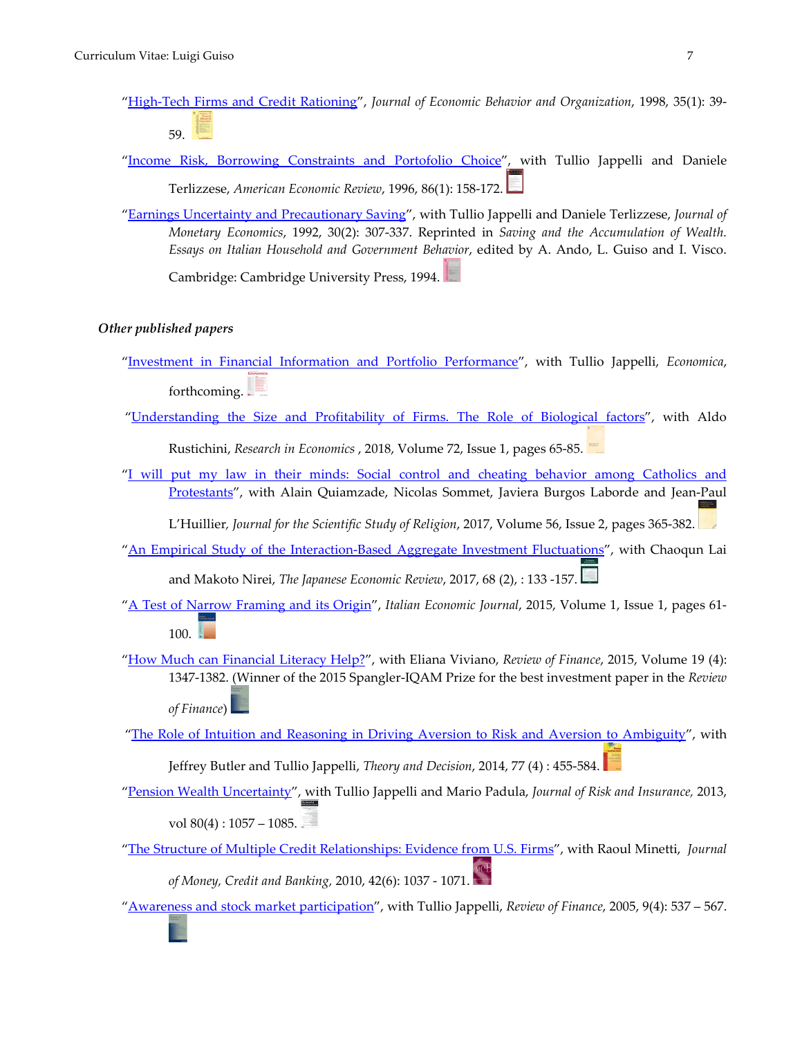"High-Tech Firms and Credit Rationing", *Journal of Economic Behavior and Organization*, 1998, 35(1): 39-59.

"Income Risk, Borrowing Constraints and Portofolio Choice", with Tullio Jappelli and Daniele Terlizzese, *American Economic Review*, 1996, 86(1): 158-172.

"Earnings Uncertainty and Precautionary Saving", with Tullio Jappelli and Daniele Terlizzese, *Journal of Monetary Economics*, 1992, 30(2): 307-337. Reprinted in *Saving and the Accumulation of Wealth. Essays on Italian Household and Government Behavior*, edited by A. Ando, L. Guiso and I. Visco. Cambridge: Cambridge University Press, 1994.

### *Other published papers*

"Investment in Financial Information and Portfolio Performance", with Tullio Jappelli, *Economica*, forthcoming.

"Understanding the Size and Profitability of Firms. The Role of Biological factors", with Aldo Rustichini, *Research in Economics* , 2018, Volume 72, Issue 1, pages 65-85.

"I will put my law in their minds: Social control and cheating behavior among Catholics and Protestants", with Alain Quiamzade, Nicolas Sommet, Javiera Burgos Laborde and Jean-Paul L'Huillier, *Journal for the Scientific Study of Religion*, 2017, Volume 56, Issue 2, pages 365-382.

"An Empirical Study of the Interaction-Based Aggregate Investment Fluctuations", with Chaoqun Lai and Makoto Nirei, *The Japanese Economic Review*, 2017, 68 (2), : 133 -157.

"A Test of Narrow Framing and its Origin", *Italian Economic Journal*, 2015, Volume 1, Issue 1, pages 61-100.

"How Much can Financial Literacy Help?", with Eliana Viviano, *Review of Finance*, 2015, Volume 19 (4): 1347-1382. (Winner of the 2015 Spangler-IQAM Prize for the best investment paper in the *Review of Finance*)

"The Role of Intuition and Reasoning in Driving Aversion to Risk and Aversion to Ambiguity", with Jeffrey Butler and Tullio Jappelli, *Theory and Decision*, 2014, 77 (4) : 455-584.

"Pension Wealth Uncertainty", with Tullio Jappelli and Mario Padula, *Journal of Risk and Insurance,* 2013, vol 80(4) : 1057 – 1085.

"The Structure of Multiple Credit Relationships: Evidence from U.S. Firms", with Raoul Minetti, *Journal of Money, Credit and Banking,* 2010, 42(6): 1037 - 1071.

"Awareness and stock market participation", with Tullio Jappelli, *Review of Finance*, 2005, 9(4): 537 – 567.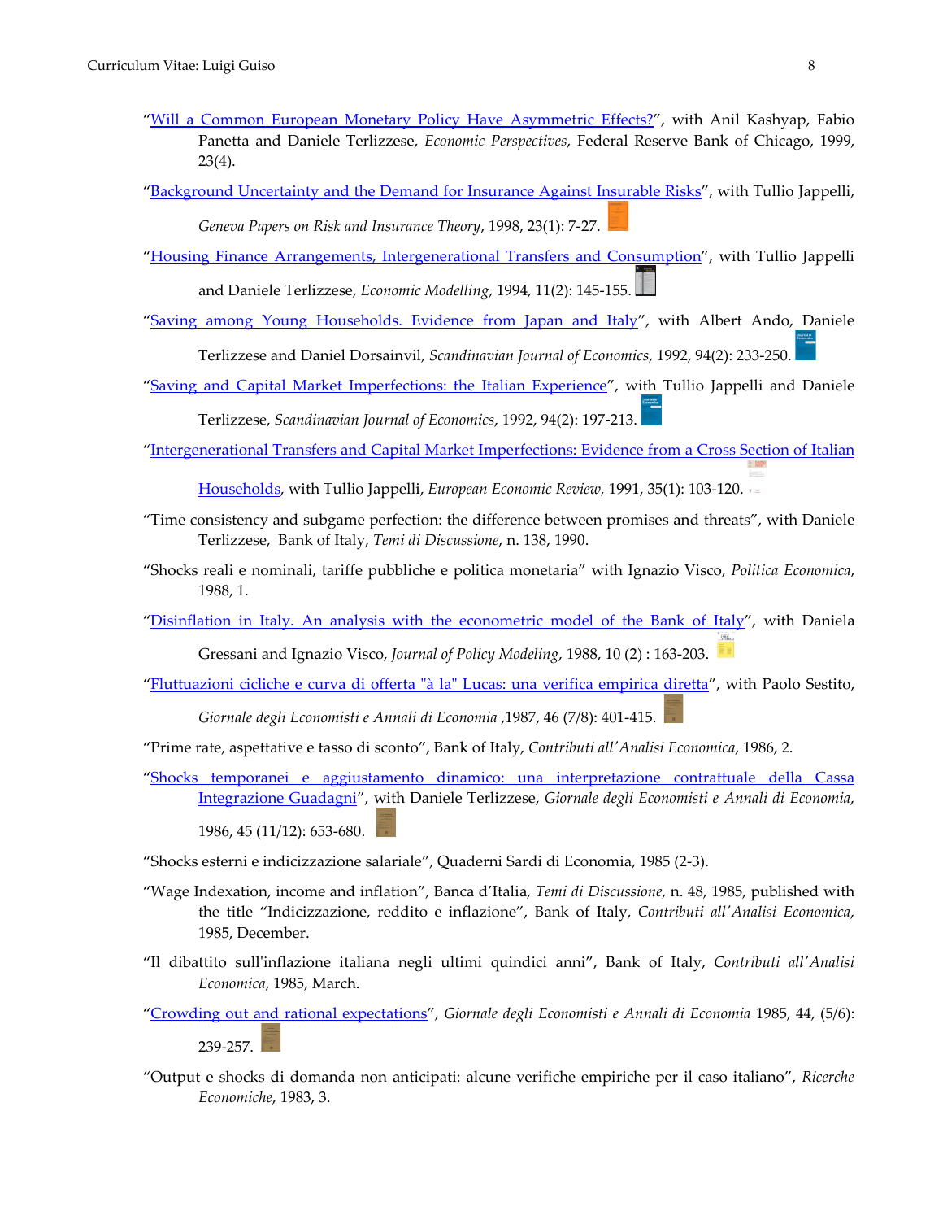"Will a Common European Monetary Policy Have Asymmetric Effects?", with Anil Kashyap, Fabio Panetta and Daniele Terlizzese, *Economic Perspectives*, Federal Reserve Bank of Chicago, 1999, 23(4).

"Background Uncertainty and the Demand for Insurance Against Insurable Risks", with Tullio Jappelli, *Geneva Papers on Risk and Insurance Theory*, 1998, 23(1): 7-27.

"Housing Finance Arrangements, Intergenerational Transfers and Consumption", with Tullio Jappelli and Daniele Terlizzese, *Economic Modelling*, 1994, 11(2): 145-155.

"Saving among Young Households. Evidence from Japan and Italy", with Albert Ando, Daniele Terlizzese and Daniel Dorsainvil, *Scandinavian Journal of Economics*, 1992, 94(2): 233-250.

"Saving and Capital Market Imperfections: the Italian Experience", with Tullio Jappelli and Daniele Terlizzese, *Scandinavian Journal of Economics*, 1992, 94(2): 197-213.

"Intergenerational Transfers and Capital Market Imperfections: Evidence from a Cross Section of Italian Households, with Tullio Jappelli, *European Economic Review*, 1991, 35(1): 103-120.

"Time consistency and subgame perfection: the difference between promises and threats", with Daniele Terlizzese, Bank of Italy, *Temi di Discussione*, n. 138, 1990.

"Shocks reali e nominali, tariffe pubbliche e politica monetaria" with Ignazio Visco, *Politica Economica*, 1988, 1.

"Disinflation in Italy. An analysis with the econometric model of the Bank of Italy", with Daniela Gressani and Ignazio Visco, *Journal of Policy Modeling*, 1988, 10 (2) : 163-203.

"Fluttuazioni cicliche e curva di offerta "à la" Lucas: una verifica empirica diretta", with Paolo Sestito, *Giornale degli Economisti e Annali di Economia* ,1987, 46 (7/8): 401-415.

"Prime rate, aspettative e tasso di sconto", Bank of Italy, *Contributi all'Analisi Economica*, 1986, 2.

"Shocks temporanei e aggiustamento dinamico: una interpretazione contrattuale della Cassa Integrazione Guadagni", with Daniele Terlizzese, *Giornale degli Economisti e Annali di Economia*, 1986, 45 (11/12): 653-680.

"Shocks esterni e indicizzazione salariale", Quaderni Sardi di Economia, 1985 (2-3).

"Wage Indexation, income and inflation", Banca d'Italia, *Temi di Discussione*, n. 48, 1985, published with the title "Indicizzazione, reddito e inflazione", Bank of Italy, *Contributi all'Analisi Economica*, 1985, December.

"Il dibattito sull'inflazione italiana negli ultimi quindici anni", Bank of Italy, *Contributi all'Analisi Economica*, 1985, March.

"Crowding out and rational expectations", *Giornale degli Economisti e Annali di Economia* 1985, 44, (5/6): 239-257.

"Output e shocks di domanda non anticipati: alcune verifiche empiriche per il caso italiano", *Ricerche Economiche*, 1983, 3.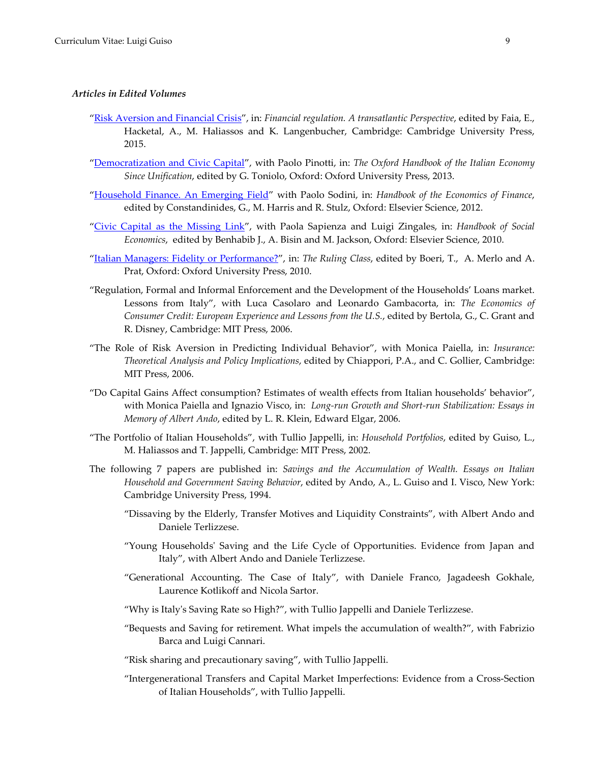### *Articles in Edited Volumes*

"Risk Aversion and Financial Crisis", in: *Financial regulation. A transatlantic Perspective*, edited by Faia, E., Hacketal, A., M. Haliassos and K. Langenbucher, Cambridge: Cambridge University Press, 2015.

"Democratization and Civic Capital", with Paolo Pinotti, in: *The Oxford Handbook of the Italian Economy Since Unification*, edited by G. Toniolo, Oxford: Oxford University Press, 2013.

"Household Finance. An Emerging Field" with Paolo Sodini, in: *Handbook of the Economics of Finance*, edited by Constandinides, G., M. Harris and R. Stulz, Oxford: Elsevier Science, 2012.

"Civic Capital as the Missing Link", with Paola Sapienza and Luigi Zingales, in: *Handbook of Social Economics*, edited by Benhabib J., A. Bisin and M. Jackson, Oxford: Elsevier Science, 2010.

"Italian Managers: Fidelity or Performance?", in: *The Ruling Class*, edited by Boeri, T., A. Merlo and A. Prat, Oxford: Oxford University Press, 2010.

"Regulation, Formal and Informal Enforcement and the Development of the Households' Loans market. Lessons from Italy", with Luca Casolaro and Leonardo Gambacorta, in: *The Economics of Consumer Credit: European Experience and Lessons from the U.S.*, edited by Bertola, G., C. Grant and R. Disney, Cambridge: MIT Press, 2006.

"The Role of Risk Aversion in Predicting Individual Behavior", with Monica Paiella, in: *Insurance: Theoretical Analysis and Policy Implications*, edited by Chiappori, P.A., and C. Gollier, Cambridge: MIT Press, 2006.

"Do Capital Gains Affect consumption? Estimates of wealth effects from Italian households' behavior", with Monica Paiella and Ignazio Visco, in: *Long-run Growth and Short-run Stabilization: Essays in Memory of Albert Ando*, edited by L. R. Klein, Edward Elgar, 2006.

"The Portfolio of Italian Households", with Tullio Jappelli, in: *Household Portfolios*, edited by Guiso, L., M. Haliassos and T. Jappelli, Cambridge: MIT Press, 2002.

The following 7 papers are published in: *Savings and the Accumulation of Wealth. Essays on Italian Household and Government Saving Behavior*, edited by Ando, A., L. Guiso and I. Visco, New York: Cambridge University Press, 1994.

- "Dissaving by the Elderly, Transfer Motives and Liquidity Constraints", with Albert Ando and Daniele Terlizzese.
- "Young Households' Saving and the Life Cycle of Opportunities. Evidence from Japan and Italy", with Albert Ando and Daniele Terlizzese.
- "Generational Accounting. The Case of Italy", with Daniele Franco, Jagadeesh Gokhale, Laurence Kotlikoff and Nicola Sartor.
- "Why is Italy's Saving Rate so High?", with Tullio Jappelli and Daniele Terlizzese.
- "Bequests and Saving for retirement. What impels the accumulation of wealth?", with Fabrizio Barca and Luigi Cannari.
- "Risk sharing and precautionary saving", with Tullio Jappelli.
- "Intergenerational Transfers and Capital Market Imperfections: Evidence from a Cross-Section of Italian Households", with Tullio Jappelli.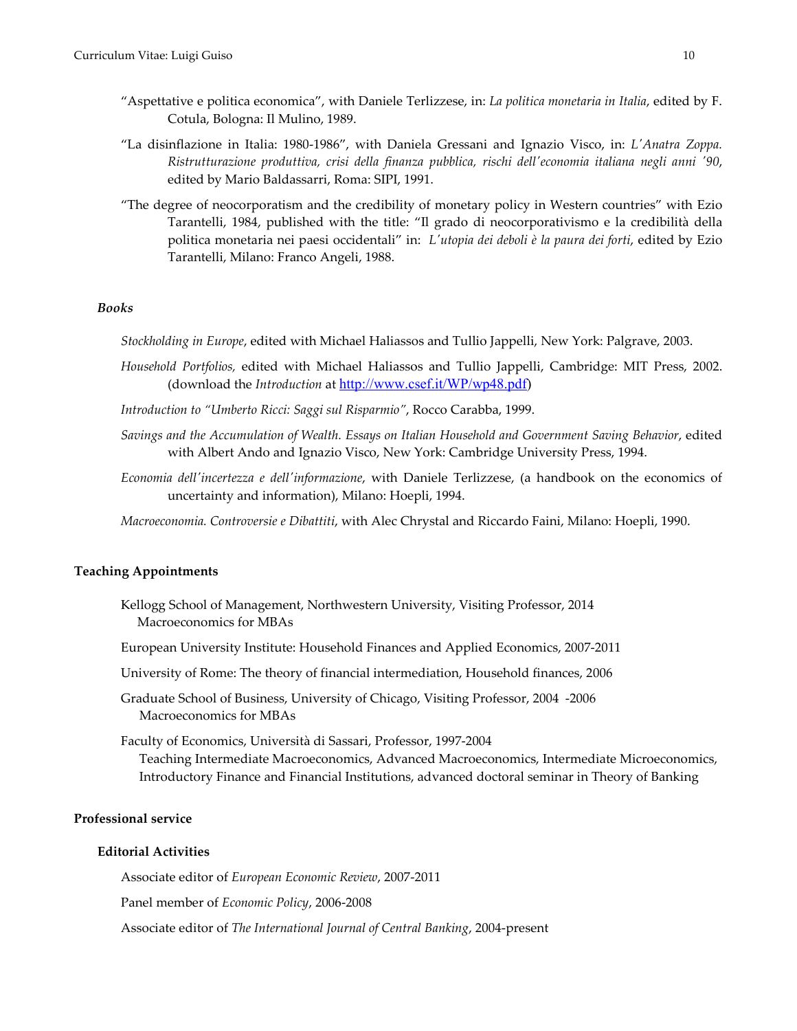"Aspettative e politica economica", with Daniele Terlizzese, in: *La politica monetaria in Italia*, edited by F. Cotula, Bologna: Il Mulino, 1989.

"La disinflazione in Italia: 1980-1986", with Daniela Gressani and Ignazio Visco, in: *L'Anatra Zoppa. Ristrutturazione produttiva, crisi della finanza pubblica, rischi dell'economia italiana negli anni '90*, edited by Mario Baldassarri, Roma: SIPI, 1991.

"The degree of neocorporatism and the credibility of monetary policy in Western countries" with Ezio Tarantelli, 1984, published with the title: "Il grado di neocorporativismo e la credibilità della politica monetaria nei paesi occidentali" in: *L'utopia dei deboli è la paura dei forti*, edited by Ezio Tarantelli, Milano: Franco Angeli, 1988.

### *Books*

*Stockholding in Europe*, edited with Michael Haliassos and Tullio Jappelli, New York: Palgrave, 2003.

*Household Portfolios,* edited with Michael Haliassos and Tullio Jappelli, Cambridge: MIT Press, 2002. (download the *Introduction* at http://www.csef.it/WP/wp48.pdf)

*Introduction to "Umberto Ricci: Saggi sul Risparmio"*, Rocco Carabba, 1999.

*Savings and the Accumulation of Wealth. Essays on Italian Household and Government Saving Behavior*, edited with Albert Ando and Ignazio Visco, New York: Cambridge University Press, 1994.

*Economia dell'incertezza e dell'informazione*, with Daniele Terlizzese, (a handbook on the economics of uncertainty and information), Milano: Hoepli, 1994.

*Macroeconomia. Controversie e Dibattiti*, with Alec Chrystal and Riccardo Faini, Milano: Hoepli, 1990.

## Teaching Appointments

Kellogg School of Management, Northwestern University, Visiting Professor, 2014
Macroeconomics for MBAs

European University Institute: Household Finances and Applied Economics, 2007-2011

University of Rome: The theory of financial intermediation, Household finances, 2006

Graduate School of Business, University of Chicago, Visiting Professor, 2004 -2006
Macroeconomics for MBAs

Faculty of Economics, Università di Sassari, Professor, 1997-2004
Teaching Intermediate Macroeconomics, Advanced Macroeconomics, Intermediate Microeconomics, Introductory Finance and Financial Institutions, advanced doctoral seminar in Theory of Banking

## Professional service

### Editorial Activities

Associate editor of *European Economic Review*, 2007-2011

Panel member of *Economic Policy*, 2006-2008

Associate editor of *The International Journal of Central Banking*, 2004-present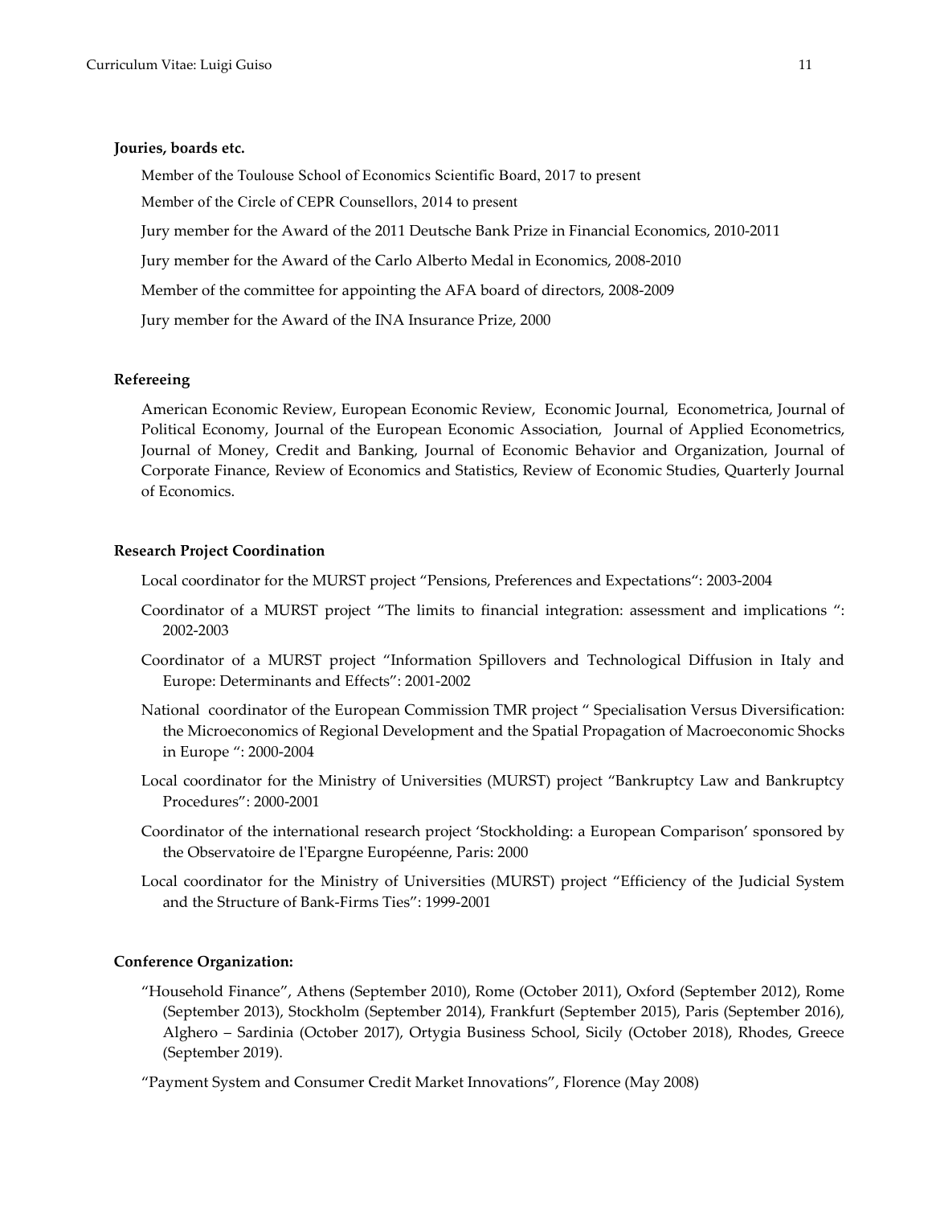### Jouries, boards etc.

Member of the Toulouse School of Economics Scientific Board, 2017 to present

Member of the Circle of CEPR Counsellors, 2014 to present

Jury member for the Award of the 2011 Deutsche Bank Prize in Financial Economics, 2010-2011

Jury member for the Award of the Carlo Alberto Medal in Economics, 2008-2010

Member of the committee for appointing the AFA board of directors, 2008-2009

Jury member for the Award of the INA Insurance Prize, 2000

### Refereeing

American Economic Review, European Economic Review, Economic Journal, Econometrica, Journal of Political Economy, Journal of the European Economic Association, Journal of Applied Econometrics, Journal of Money, Credit and Banking, Journal of Economic Behavior and Organization, Journal of Corporate Finance, Review of Economics and Statistics, Review of Economic Studies, Quarterly Journal of Economics.

### Research Project Coordination

Local coordinator for the MURST project "Pensions, Preferences and Expectations": 2003-2004

Coordinator of a MURST project "The limits to financial integration: assessment and implications ": 2002-2003

Coordinator of a MURST project "Information Spillovers and Technological Diffusion in Italy and Europe: Determinants and Effects": 2001-2002

National coordinator of the European Commission TMR project " Specialisation Versus Diversification: the Microeconomics of Regional Development and the Spatial Propagation of Macroeconomic Shocks in Europe ": 2000-2004

Local coordinator for the Ministry of Universities (MURST) project "Bankruptcy Law and Bankruptcy Procedures": 2000-2001

Coordinator of the international research project 'Stockholding: a European Comparison' sponsored by the Observatoire de l'Epargne Européenne, Paris: 2000

Local coordinator for the Ministry of Universities (MURST) project "Efficiency of the Judicial System and the Structure of Bank-Firms Ties": 1999-2001

### Conference Organization:

"Household Finance", Athens (September 2010), Rome (October 2011), Oxford (September 2012), Rome (September 2013), Stockholm (September 2014), Frankfurt (September 2015), Paris (September 2016), Alghero – Sardinia (October 2017), Ortygia Business School, Sicily (October 2018), Rhodes, Greece (September 2019).

"Payment System and Consumer Credit Market Innovations", Florence (May 2008)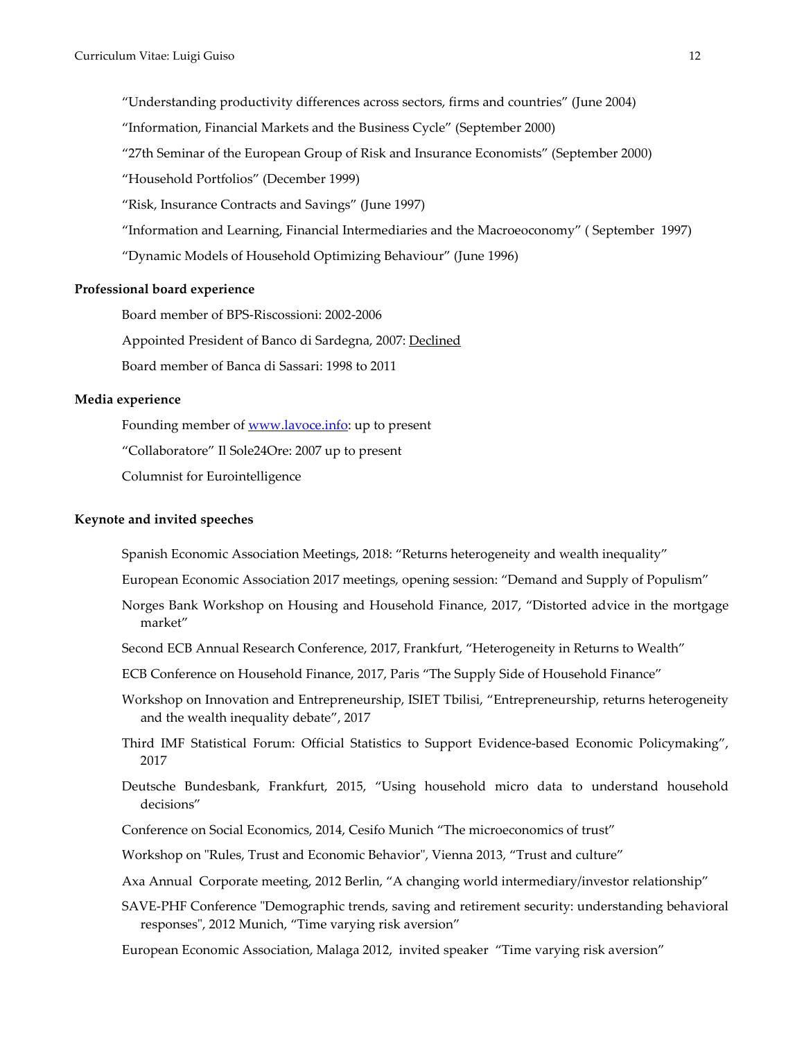"Understanding productivity differences across sectors, firms and countries" (June 2004)

"Information, Financial Markets and the Business Cycle" (September 2000)

"27th Seminar of the European Group of Risk and Insurance Economists" (September 2000)

"Household Portfolios" (December 1999)

"Risk, Insurance Contracts and Savings" (June 1997)

"Information and Learning, Financial Intermediaries and the Macroeoconomy" ( September 1997)

"Dynamic Models of Household Optimizing Behaviour" (June 1996)

**Professional board experience**

Board member of BPS-Riscossioni: 2002-2006

Appointed President of Banco di Sardegna, 2007: Declined

Board member of Banca di Sassari: 1998 to 2011

**Media experience**

Founding member of [www.lavoce.info](www.lavoce.info): up to present

"Collaboratore" Il Sole24Ore: 2007 up to present

Columnist for Eurointelligence

**Keynote and invited speeches**

Spanish Economic Association Meetings, 2018: "Returns heterogeneity and wealth inequality"

European Economic Association 2017 meetings, opening session: "Demand and Supply of Populism"

Norges Bank Workshop on Housing and Household Finance, 2017, "Distorted advice in the mortgage market"

Second ECB Annual Research Conference, 2017, Frankfurt, "Heterogeneity in Returns to Wealth"

ECB Conference on Household Finance, 2017, Paris "The Supply Side of Household Finance"

Workshop on Innovation and Entrepreneurship, ISIET Tbilisi, "Entrepreneurship, returns heterogeneity and the wealth inequality debate", 2017

Third IMF Statistical Forum: Official Statistics to Support Evidence-based Economic Policymaking", 2017

Deutsche Bundesbank, Frankfurt, 2015, "Using household micro data to understand household decisions"

Conference on Social Economics, 2014, Cesifo Munich "The microeconomics of trust"

Workshop on "Rules, Trust and Economic Behavior", Vienna 2013, "Trust and culture"

Axa Annual Corporate meeting, 2012 Berlin, "A changing world intermediary/investor relationship"

SAVE-PHF Conference "Demographic trends, saving and retirement security: understanding behavioral responses", 2012 Munich, "Time varying risk aversion"

European Economic Association, Malaga 2012, invited speaker "Time varying risk aversion"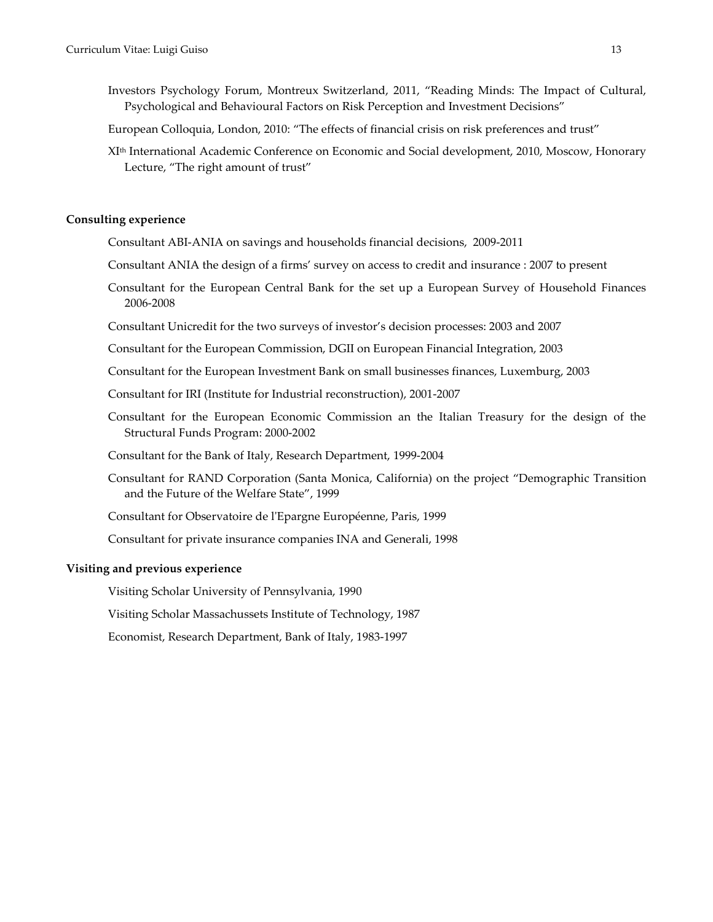Investors Psychology Forum, Montreux Switzerland, 2011, "Reading Minds: The Impact of Cultural, Psychological and Behavioural Factors on Risk Perception and Investment Decisions"

European Colloquia, London, 2010: "The effects of financial crisis on risk preferences and trust"

XI[th] International Academic Conference on Economic and Social development, 2010, Moscow, Honorary Lecture, "The right amount of trust"

**Consulting experience**

Consultant ABI-ANIA on savings and households financial decisions, 2009-2011

Consultant ANIA the design of a firms' survey on access to credit and insurance : 2007 to present

Consultant for the European Central Bank for the set up a European Survey of Household Finances 2006-2008

Consultant Unicredit for the two surveys of investor's decision processes: 2003 and 2007

Consultant for the European Commission, DGII on European Financial Integration, 2003

Consultant for the European Investment Bank on small businesses finances, Luxemburg, 2003

Consultant for IRI (Institute for Industrial reconstruction), 2001-2007

Consultant for the European Economic Commission an the Italian Treasury for the design of the Structural Funds Program: 2000-2002

Consultant for the Bank of Italy, Research Department, 1999-2004

Consultant for RAND Corporation (Santa Monica, California) on the project "Demographic Transition and the Future of the Welfare State", 1999

Consultant for Observatoire de l'Epargne Européenne, Paris, 1999

Consultant for private insurance companies INA and Generali, 1998

**Visiting and previous experience**

Visiting Scholar University of Pennsylvania, 1990

Visiting Scholar Massachussets Institute of Technology, 1987

Economist, Research Department, Bank of Italy, 1983-1997